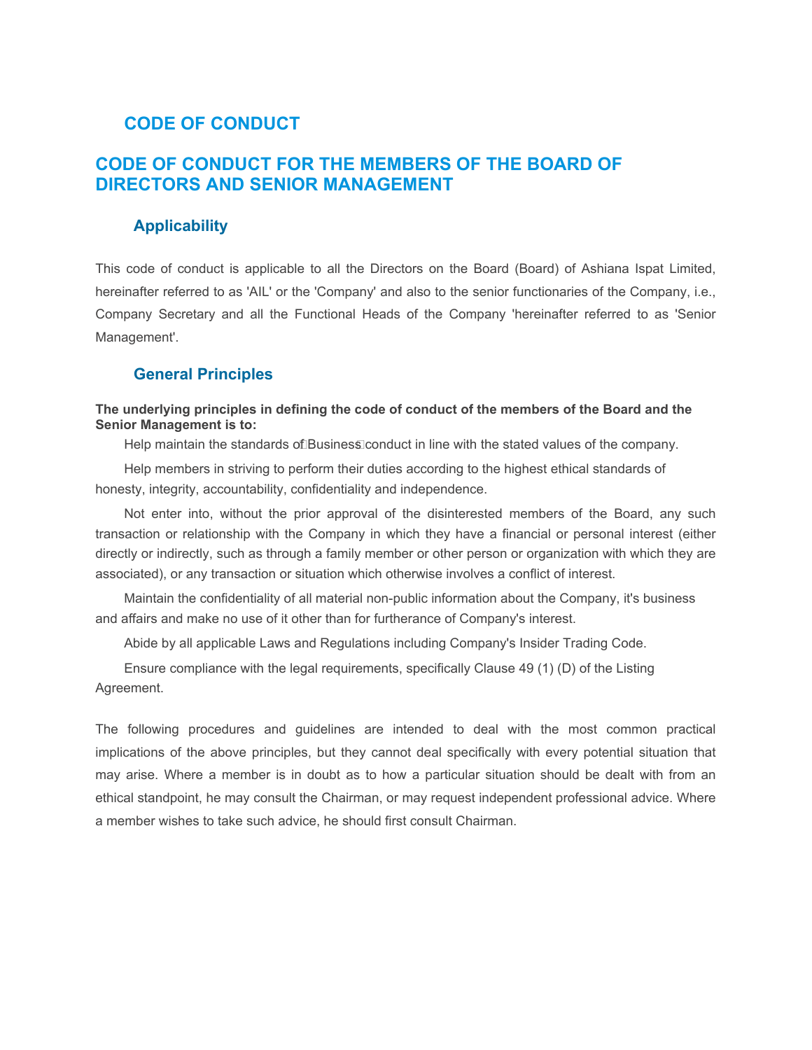# CODE OF CONDUCT

## CODE OF CONDUCT FOR THE MEMBERS OF THE BOARD OF DIRECTORS AND SENIOR MANAGEMENT

### Applicability

This code of conduct is applicable to all the Directors on the Board (Board) of Ashiana Ispat Limited, hereinafter referred to as 'AIL' or the 'Company' and also to the senior functionaries of the Company, i.e., Company Secretary and all the Functional Heads of the Company 'hereinafter referred to as 'Senior Management'.

### General Principles

**The underlying principles in defining the code of conduct of the members of the Board and the Senior Management is to:**

Help maintain the standards of Business conduct in line with the stated values of the company.

Help members in striving to perform their duties according to the highest ethical standards of honesty, integrity, accountability, confidentiality and independence.

Not enter into, without the prior approval of the disinterested members of the Board, any such transaction or relationship with the Company in which they have a financial or personal interest (either directly or indirectly, such as through a family member or other person or organization with which they are associated), or any transaction or situation which otherwise involves a conflict of interest.

Maintain the confidentiality of all material non-public information about the Company, it's business and affairs and make no use of it other than for furtherance of Company's interest.

Abide by all applicable Laws and Regulations including Company's Insider Trading Code.

Ensure compliance with the legal requirements, specifically Clause 49 (1) (D) of the Listing Agreement.

The following procedures and guidelines are intended to deal with the most common practical implications of the above principles, but they cannot deal specifically with every potential situation that may arise. Where a member is in doubt as to how a particular situation should be dealt with from an ethical standpoint, he may consult the Chairman, or may request independent professional advice. Where a member wishes to take such advice, he should first consult Chairman.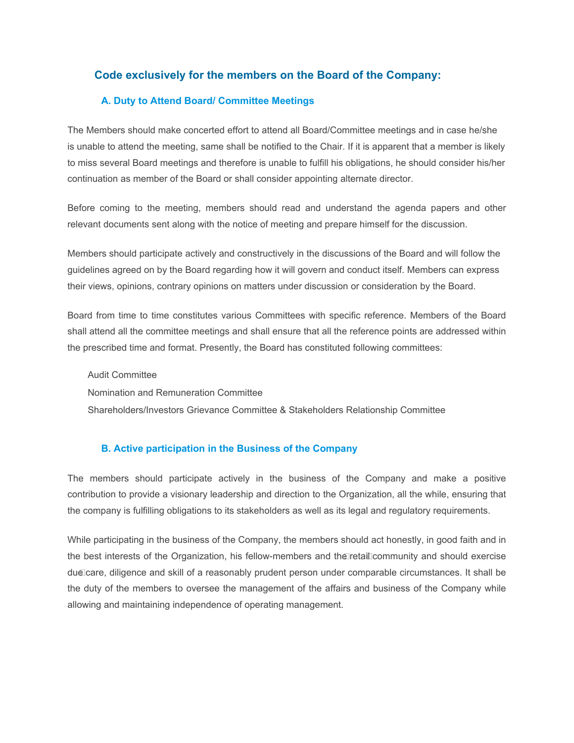## Code exclusively for the members on the Board of the Company:

### A. Duty to Attend Board/ Committee Meetings

The Members should make concerted effort to attend all Board/Committee meetings and in case he/she is unable to attend the meeting, same shall be notified to the Chair. If it is apparent that a member is likely to miss several Board meetings and therefore is unable to fulfill his obligations, he should consider his/her continuation as member of the Board or shall consider appointing alternate director.

Before coming to the meeting, members should read and understand the agenda papers and other relevant documents sent along with the notice of meeting and prepare himself for the discussion.

Members should participate actively and constructively in the discussions of the Board and will follow the guidelines agreed on by the Board regarding how it will govern and conduct itself. Members can express their views, opinions, contrary opinions on matters under discussion or consideration by the Board.

Board from time to time constitutes various Committees with specific reference. Members of the Board shall attend all the committee meetings and shall ensure that all the reference points are addressed within the prescribed time and format. Presently, the Board has constituted following committees:

Audit Committee
Nomination and Remuneration Committee
Shareholders/Investors Grievance Committee & Stakeholders Relationship Committee

### B. Active participation in the Business of the Company

The members should participate actively in the business of the Company and make a positive contribution to provide a visionary leadership and direction to the Organization, all the while, ensuring that the company is fulfilling obligations to its stakeholders as well as its legal and regulatory requirements.

While participating in the business of the Company, the members should act honestly, in good faith and in the best interests of the Organization, his fellow-members and the retail community and should exercise due care, diligence and skill of a reasonably prudent person under comparable circumstances. It shall be the duty of the members to oversee the management of the affairs and business of the Company while allowing and maintaining independence of operating management.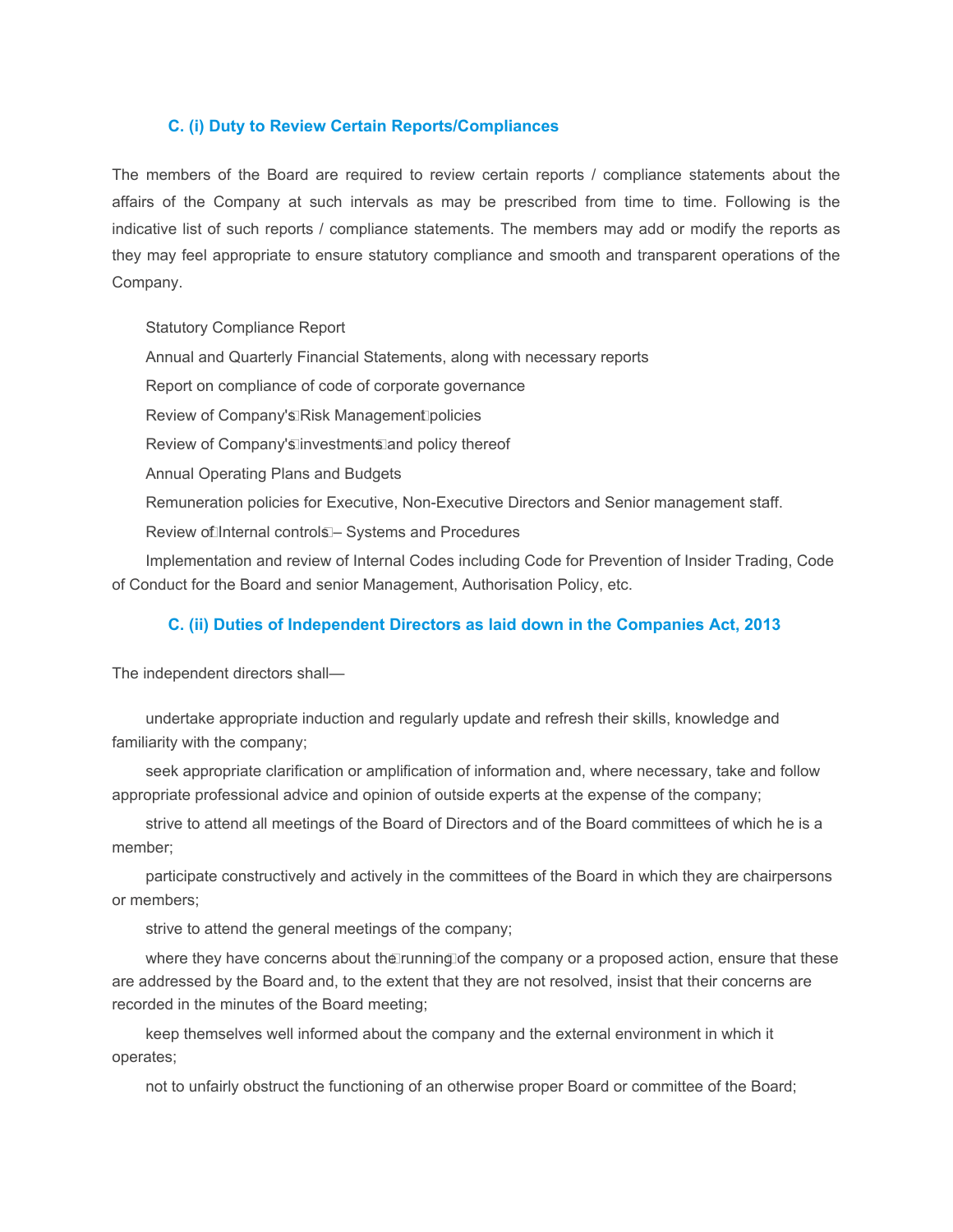### C. (i) Duty to Review Certain Reports/Compliances

The members of the Board are required to review certain reports / compliance statements about the affairs of the Company at such intervals as may be prescribed from time to time. Following is the indicative list of such reports / compliance statements. The members may add or modify the reports as they may feel appropriate to ensure statutory compliance and smooth and transparent operations of the Company.

- Statutory Compliance Report
- Annual and Quarterly Financial Statements, along with necessary reports
- Report on compliance of code of corporate governance
- Review of Company's Risk Management policies
- Review of Company's investments and policy thereof
- Annual Operating Plans and Budgets
- Remuneration policies for Executive, Non-Executive Directors and Senior management staff.
- Review of Internal controls – Systems and Procedures
- Implementation and review of Internal Codes including Code for Prevention of Insider Trading, Code of Conduct for the Board and senior Management, Authorisation Policy, etc.

### C. (ii) Duties of Independent Directors as laid down in the Companies Act, 2013

The independent directors shall—

- undertake appropriate induction and regularly update and refresh their skills, knowledge and familiarity with the company;
- seek appropriate clarification or amplification of information and, where necessary, take and follow appropriate professional advice and opinion of outside experts at the expense of the company;
- strive to attend all meetings of the Board of Directors and of the Board committees of which he is a member;
- participate constructively and actively in the committees of the Board in which they are chairpersons or members;
- strive to attend the general meetings of the company;
- where they have concerns about the running of the company or a proposed action, ensure that these are addressed by the Board and, to the extent that they are not resolved, insist that their concerns are recorded in the minutes of the Board meeting;
- keep themselves well informed about the company and the external environment in which it operates;
- not to unfairly obstruct the functioning of an otherwise proper Board or committee of the Board;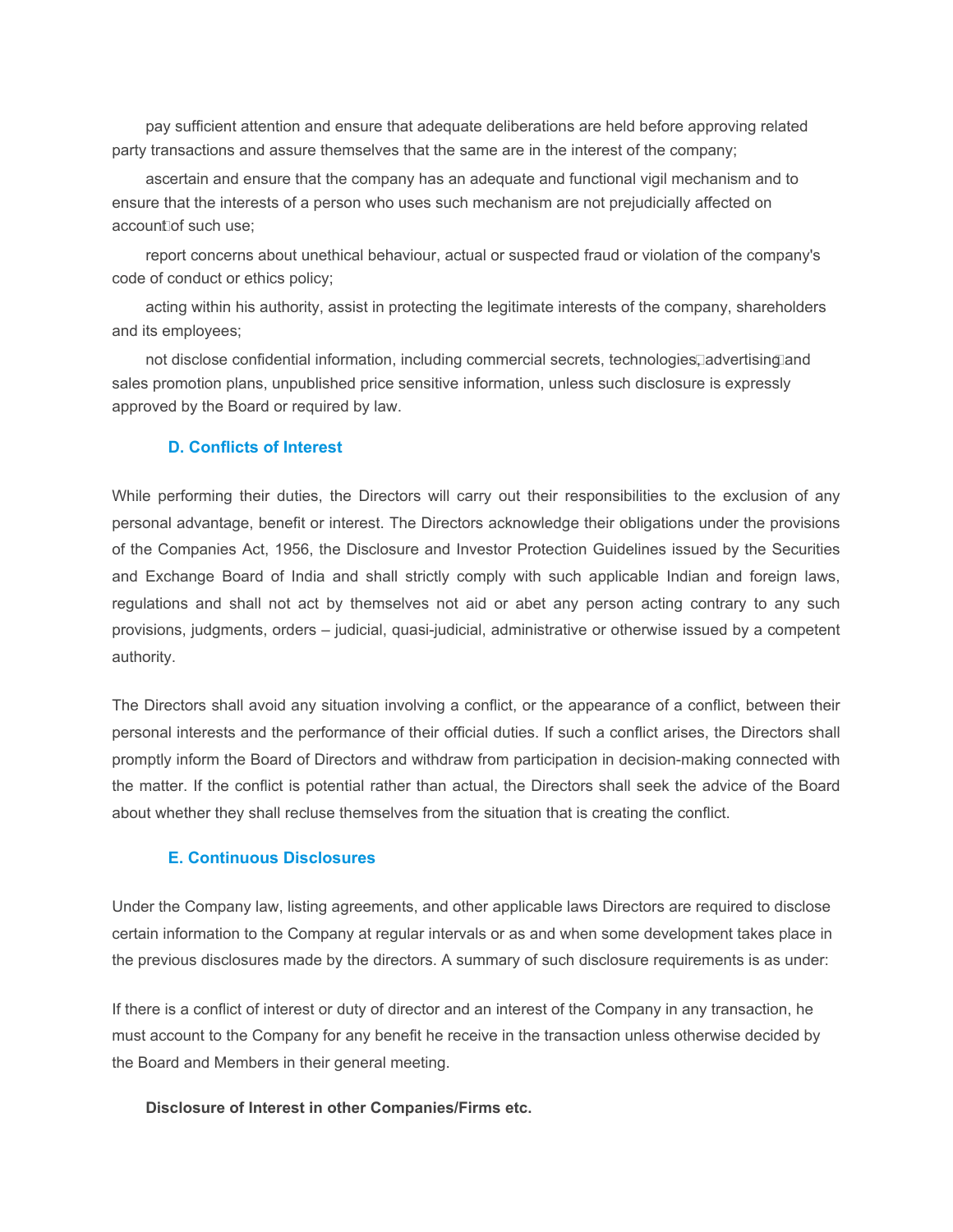pay sufficient attention and ensure that adequate deliberations are held before approving related party transactions and assure themselves that the same are in the interest of the company;

ascertain and ensure that the company has an adequate and functional vigil mechanism and to ensure that the interests of a person who uses such mechanism are not prejudicially affected on account of such use;

report concerns about unethical behaviour, actual or suspected fraud or violation of the company's code of conduct or ethics policy;

acting within his authority, assist in protecting the legitimate interests of the company, shareholders and its employees;

not disclose confidential information, including commercial secrets, technologies, advertising and sales promotion plans, unpublished price sensitive information, unless such disclosure is expressly approved by the Board or required by law.

### D. Conflicts of Interest

While performing their duties, the Directors will carry out their responsibilities to the exclusion of any personal advantage, benefit or interest. The Directors acknowledge their obligations under the provisions of the Companies Act, 1956, the Disclosure and Investor Protection Guidelines issued by the Securities and Exchange Board of India and shall strictly comply with such applicable Indian and foreign laws, regulations and shall not act by themselves not aid or abet any person acting contrary to any such provisions, judgments, orders – judicial, quasi-judicial, administrative or otherwise issued by a competent authority.

The Directors shall avoid any situation involving a conflict, or the appearance of a conflict, between their personal interests and the performance of their official duties. If such a conflict arises, the Directors shall promptly inform the Board of Directors and withdraw from participation in decision-making connected with the matter. If the conflict is potential rather than actual, the Directors shall seek the advice of the Board about whether they shall recluse themselves from the situation that is creating the conflict.

### E. Continuous Disclosures

Under the Company law, listing agreements, and other applicable laws Directors are required to disclose certain information to the Company at regular intervals or as and when some development takes place in the previous disclosures made by the directors. A summary of such disclosure requirements is as under:

If there is a conflict of interest or duty of director and an interest of the Company in any transaction, he must account to the Company for any benefit he receive in the transaction unless otherwise decided by the Board and Members in their general meeting.

**Disclosure of Interest in other Companies/Firms etc.**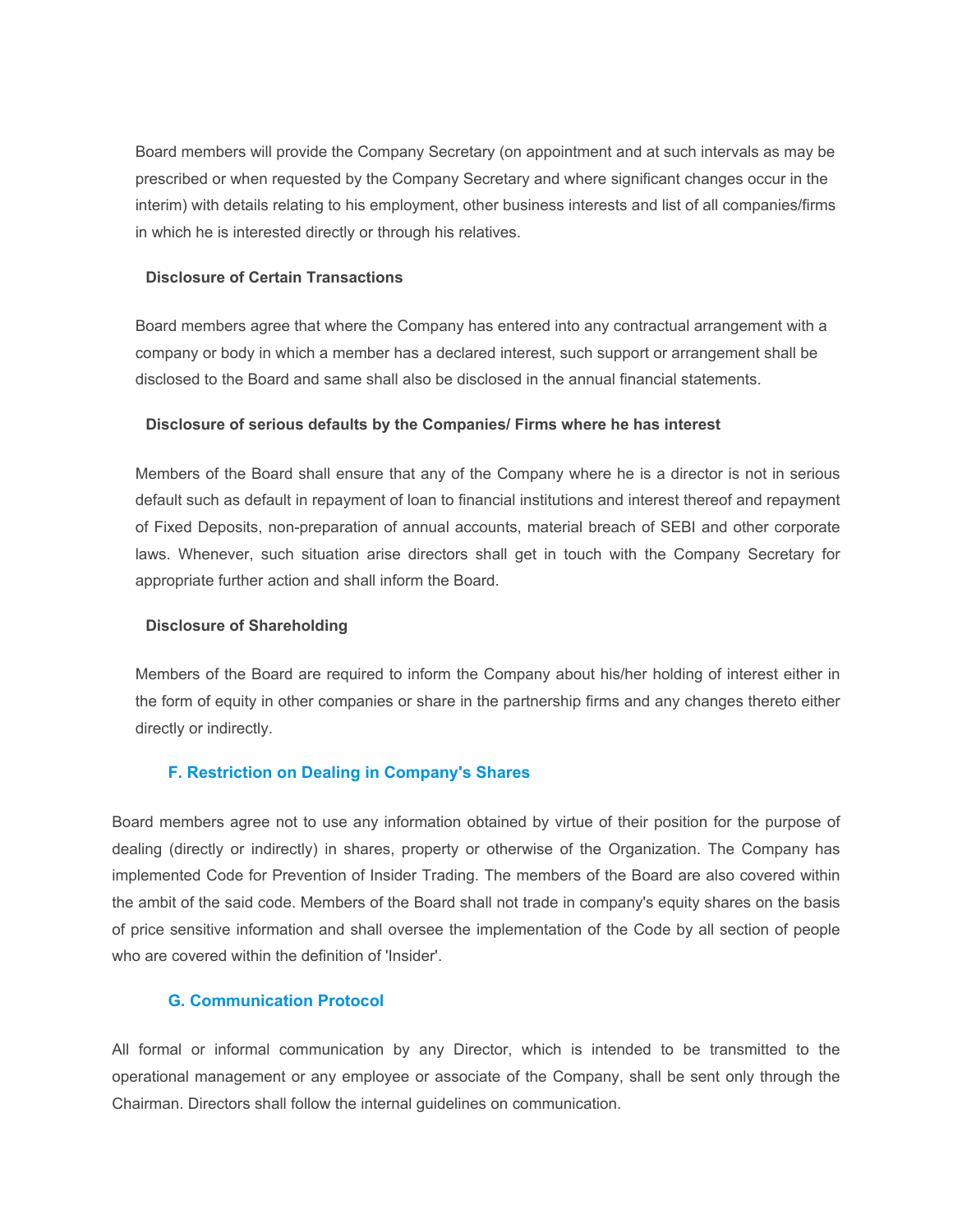Board members will provide the Company Secretary (on appointment and at such intervals as may be prescribed or when requested by the Company Secretary and where significant changes occur in the interim) with details relating to his employment, other business interests and list of all companies/firms in which he is interested directly or through his relatives.

**Disclosure of Certain Transactions**

Board members agree that where the Company has entered into any contractual arrangement with a company or body in which a member has a declared interest, such support or arrangement shall be disclosed to the Board and same shall also be disclosed in the annual financial statements.

**Disclosure of serious defaults by the Companies/ Firms where he has interest**

Members of the Board shall ensure that any of the Company where he is a director is not in serious default such as default in repayment of loan to financial institutions and interest thereof and repayment of Fixed Deposits, non-preparation of annual accounts, material breach of SEBI and other corporate laws. Whenever, such situation arise directors shall get in touch with the Company Secretary for appropriate further action and shall inform the Board.

**Disclosure of Shareholding**

Members of the Board are required to inform the Company about his/her holding of interest either in the form of equity in other companies or share in the partnership firms and any changes thereto either directly or indirectly.

### F. Restriction on Dealing in Company's Shares

Board members agree not to use any information obtained by virtue of their position for the purpose of dealing (directly or indirectly) in shares, property or otherwise of the Organization. The Company has implemented Code for Prevention of Insider Trading. The members of the Board are also covered within the ambit of the said code. Members of the Board shall not trade in company's equity shares on the basis of price sensitive information and shall oversee the implementation of the Code by all section of people who are covered within the definition of 'Insider'.

### G. Communication Protocol

All formal or informal communication by any Director, which is intended to be transmitted to the operational management or any employee or associate of the Company, shall be sent only through the Chairman. Directors shall follow the internal guidelines on communication.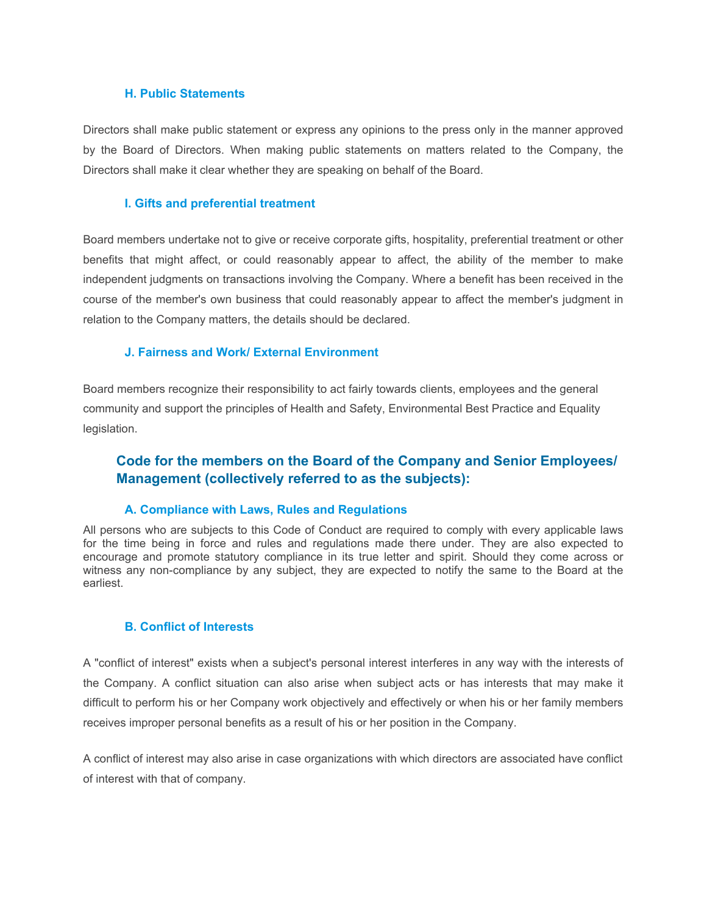### H. Public Statements

Directors shall make public statement or express any opinions to the press only in the manner approved by the Board of Directors. When making public statements on matters related to the Company, the Directors shall make it clear whether they are speaking on behalf of the Board.

### I. Gifts and preferential treatment

Board members undertake not to give or receive corporate gifts, hospitality, preferential treatment or other benefits that might affect, or could reasonably appear to affect, the ability of the member to make independent judgments on transactions involving the Company. Where a benefit has been received in the course of the member's own business that could reasonably appear to affect the member's judgment in relation to the Company matters, the details should be declared.

### J. Fairness and Work/ External Environment

Board members recognize their responsibility to act fairly towards clients, employees and the general community and support the principles of Health and Safety, Environmental Best Practice and Equality legislation.

## Code for the members on the Board of the Company and Senior Employees/ Management (collectively referred to as the subjects):

### A. Compliance with Laws, Rules and Regulations

All persons who are subjects to this Code of Conduct are required to comply with every applicable laws for the time being in force and rules and regulations made there under. They are also expected to encourage and promote statutory compliance in its true letter and spirit. Should they come across or witness any non-compliance by any subject, they are expected to notify the same to the Board at the earliest.

### B. Conflict of Interests

A "conflict of interest" exists when a subject's personal interest interferes in any way with the interests of the Company. A conflict situation can also arise when subject acts or has interests that may make it difficult to perform his or her Company work objectively and effectively or when his or her family members receives improper personal benefits as a result of his or her position in the Company.

A conflict of interest may also arise in case organizations with which directors are associated have conflict of interest with that of company.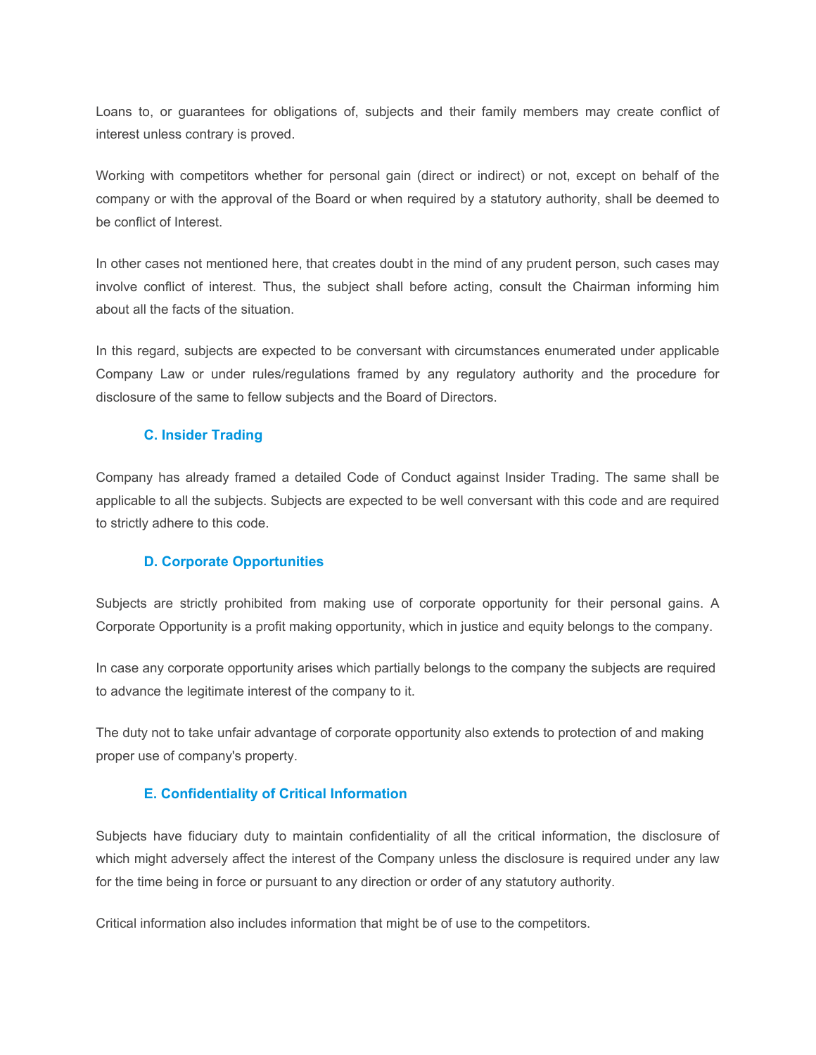Loans to, or guarantees for obligations of, subjects and their family members may create conflict of interest unless contrary is proved.

Working with competitors whether for personal gain (direct or indirect) or not, except on behalf of the company or with the approval of the Board or when required by a statutory authority, shall be deemed to be conflict of Interest.

In other cases not mentioned here, that creates doubt in the mind of any prudent person, such cases may involve conflict of interest. Thus, the subject shall before acting, consult the Chairman informing him about all the facts of the situation.

In this regard, subjects are expected to be conversant with circumstances enumerated under applicable Company Law or under rules/regulations framed by any regulatory authority and the procedure for disclosure of the same to fellow subjects and the Board of Directors.

### C. Insider Trading

Company has already framed a detailed Code of Conduct against Insider Trading. The same shall be applicable to all the subjects. Subjects are expected to be well conversant with this code and are required to strictly adhere to this code.

### D. Corporate Opportunities

Subjects are strictly prohibited from making use of corporate opportunity for their personal gains. A Corporate Opportunity is a profit making opportunity, which in justice and equity belongs to the company.

In case any corporate opportunity arises which partially belongs to the company the subjects are required to advance the legitimate interest of the company to it.

The duty not to take unfair advantage of corporate opportunity also extends to protection of and making proper use of company's property.

### E. Confidentiality of Critical Information

Subjects have fiduciary duty to maintain confidentiality of all the critical information, the disclosure of which might adversely affect the interest of the Company unless the disclosure is required under any law for the time being in force or pursuant to any direction or order of any statutory authority.

Critical information also includes information that might be of use to the competitors.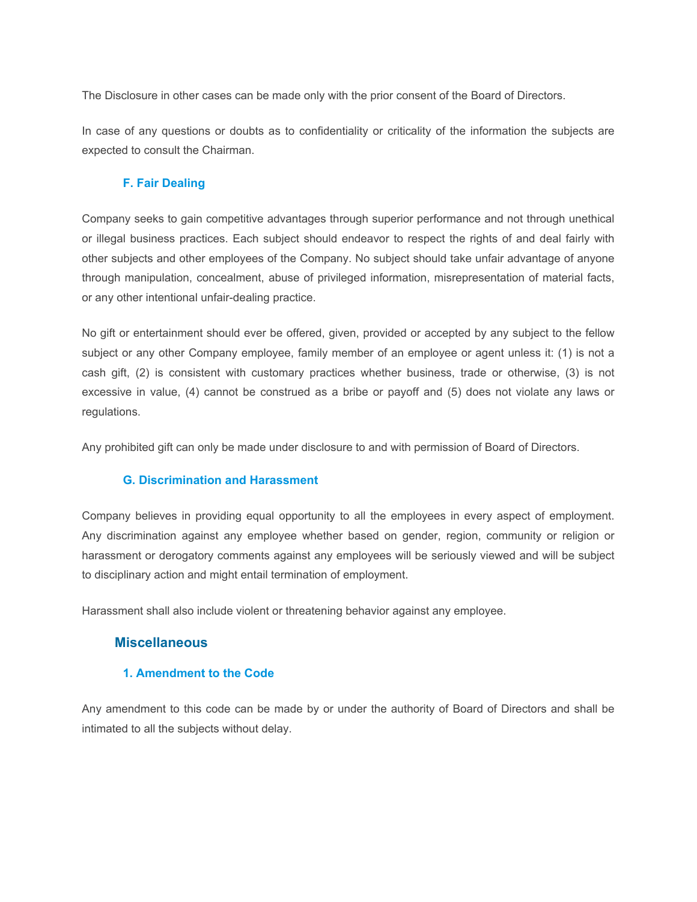The Disclosure in other cases can be made only with the prior consent of the Board of Directors.

In case of any questions or doubts as to confidentiality or criticality of the information the subjects are expected to consult the Chairman.

### F. Fair Dealing

Company seeks to gain competitive advantages through superior performance and not through unethical or illegal business practices. Each subject should endeavor to respect the rights of and deal fairly with other subjects and other employees of the Company. No subject should take unfair advantage of anyone through manipulation, concealment, abuse of privileged information, misrepresentation of material facts, or any other intentional unfair-dealing practice.

No gift or entertainment should ever be offered, given, provided or accepted by any subject to the fellow subject or any other Company employee, family member of an employee or agent unless it: (1) is not a cash gift, (2) is consistent with customary practices whether business, trade or otherwise, (3) is not excessive in value, (4) cannot be construed as a bribe or payoff and (5) does not violate any laws or regulations.

Any prohibited gift can only be made under disclosure to and with permission of Board of Directors.

### G. Discrimination and Harassment

Company believes in providing equal opportunity to all the employees in every aspect of employment. Any discrimination against any employee whether based on gender, region, community or religion or harassment or derogatory comments against any employees will be seriously viewed and will be subject to disciplinary action and might entail termination of employment.

Harassment shall also include violent or threatening behavior against any employee.

## Miscellaneous

### 1. Amendment to the Code

Any amendment to this code can be made by or under the authority of Board of Directors and shall be intimated to all the subjects without delay.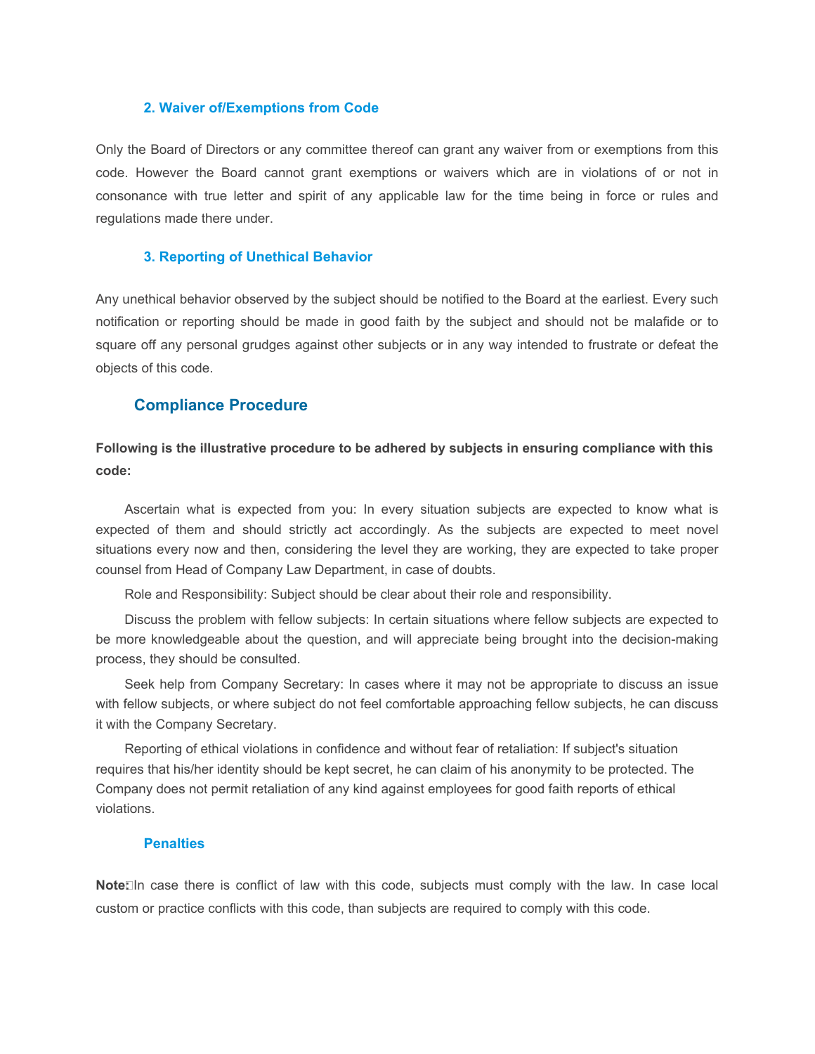### 2. Waiver of/Exemptions from Code

Only the Board of Directors or any committee thereof can grant any waiver from or exemptions from this code. However the Board cannot grant exemptions or waivers which are in violations of or not in consonance with true letter and spirit of any applicable law for the time being in force or rules and regulations made there under.

### 3. Reporting of Unethical Behavior

Any unethical behavior observed by the subject should be notified to the Board at the earliest. Every such notification or reporting should be made in good faith by the subject and should not be malafide or to square off any personal grudges against other subjects or in any way intended to frustrate or defeat the objects of this code.

## Compliance Procedure

**Following is the illustrative procedure to be adhered by subjects in ensuring compliance with this code:**

Ascertain what is expected from you: In every situation subjects are expected to know what is expected of them and should strictly act accordingly. As the subjects are expected to meet novel situations every now and then, considering the level they are working, they are expected to take proper counsel from Head of Company Law Department, in case of doubts.

Role and Responsibility: Subject should be clear about their role and responsibility.

Discuss the problem with fellow subjects: In certain situations where fellow subjects are expected to be more knowledgeable about the question, and will appreciate being brought into the decision-making process, they should be consulted.

Seek help from Company Secretary: In cases where it may not be appropriate to discuss an issue with fellow subjects, or where subject do not feel comfortable approaching fellow subjects, he can discuss it with the Company Secretary.

Reporting of ethical violations in confidence and without fear of retaliation: If subject's situation requires that his/her identity should be kept secret, he can claim of his anonymity to be protected. The Company does not permit retaliation of any kind against employees for good faith reports of ethical violations.

### Penalties

**Note:** In case there is conflict of law with this code, subjects must comply with the law. In case local custom or practice conflicts with this code, than subjects are required to comply with this code.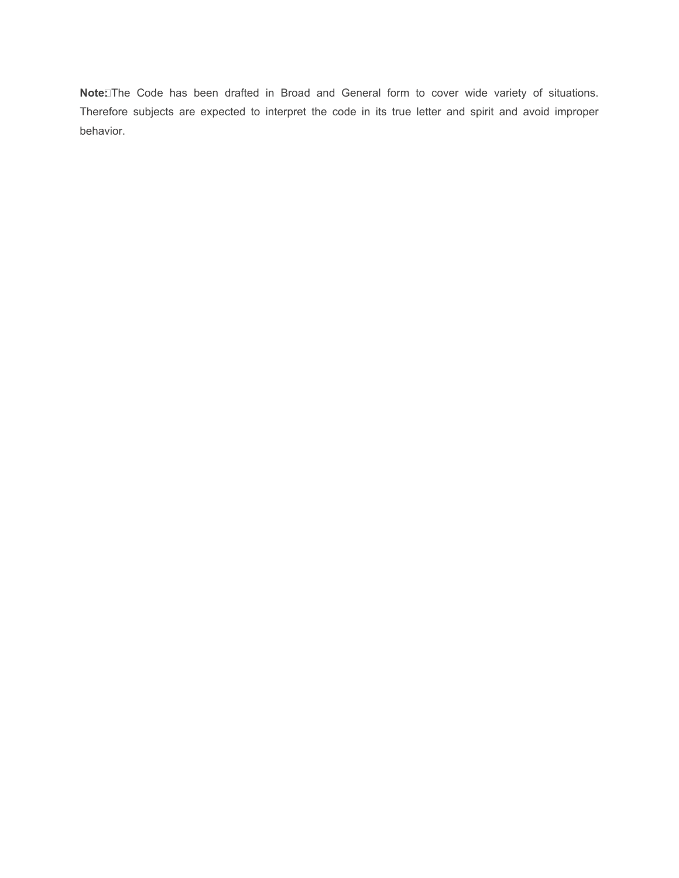**Note:** The Code has been drafted in Broad and General form to cover wide variety of situations. Therefore subjects are expected to interpret the code in its true letter and spirit and avoid improper behavior.